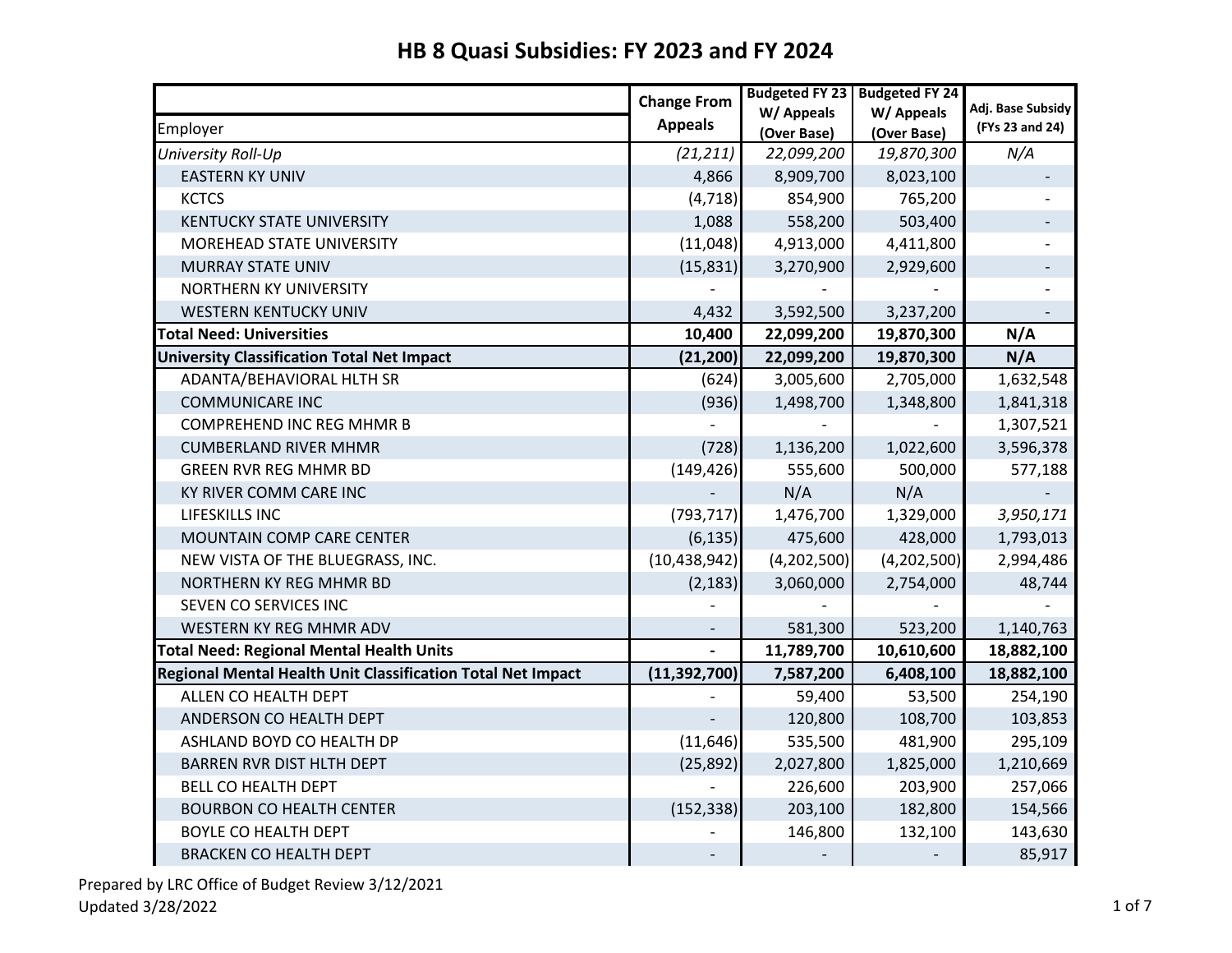# HB 8 Quasi Subsidies: FY 2023 and FY 2024

| Employer | Change From Appeals | Budgeted FY 23 W/ Appeals (Over Base) | Budgeted FY 24 W/ Appeals (Over Base) | Adj. Base Subsidy (FYs 23 and 24) |
|---|---|---|---|---|
| *University Roll-Up* | *(21,211)* | *22,099,200* | *19,870,300* | *N/A* |
| EASTERN KY UNIV | 4,866 | 8,909,700 | 8,023,100 | - |
| KCTCS | (4,718) | 854,900 | 765,200 | - |
| KENTUCKY STATE UNIVERSITY | 1,088 | 558,200 | 503,400 | - |
| MOREHEAD STATE UNIVERSITY | (11,048) | 4,913,000 | 4,411,800 | - |
| MURRAY STATE UNIV | (15,831) | 3,270,900 | 2,929,600 | - |
| NORTHERN KY UNIVERSITY | - | - | - | - |
| WESTERN KENTUCKY UNIV | 4,432 | 3,592,500 | 3,237,200 | - |
| **Total Need: Universities** | **10,400** | **22,099,200** | **19,870,300** | **N/A** |
| **University Classification Total Net Impact** | **(21,200)** | **22,099,200** | **19,870,300** | **N/A** |
| ADANTA/BEHAVIORAL HLTH SR | (624) | 3,005,600 | 2,705,000 | 1,632,548 |
| COMMUNICARE INC | (936) | 1,498,700 | 1,348,800 | 1,841,318 |
| COMPREHEND INC REG MHMR B | - | - | - | 1,307,521 |
| CUMBERLAND RIVER MHMR | (728) | 1,136,200 | 1,022,600 | 3,596,378 |
| GREEN RVR REG MHMR BD | (149,426) | 555,600 | 500,000 | 577,188 |
| KY RIVER COMM CARE INC | - | N/A | N/A | - |
| LIFESKILLS INC | (793,717) | 1,476,700 | 1,329,000 | *3,950,171* |
| MOUNTAIN COMP CARE CENTER | (6,135) | 475,600 | 428,000 | 1,793,013 |
| NEW VISTA OF THE BLUEGRASS, INC. | (10,438,942) | (4,202,500) | (4,202,500) | 2,994,486 |
| NORTHERN KY REG MHMR BD | (2,183) | 3,060,000 | 2,754,000 | 48,744 |
| SEVEN CO SERVICES INC | - | - | - | - |
| WESTERN KY REG MHMR ADV | - | 581,300 | 523,200 | 1,140,763 |
| **Total Need: Regional Mental Health Units** | **-** | **11,789,700** | **10,610,600** | **18,882,100** |
| **Regional Mental Health Unit Classification Total Net Impact** | **(11,392,700)** | **7,587,200** | **6,408,100** | **18,882,100** |
| ALLEN CO HEALTH DEPT | - | 59,400 | 53,500 | 254,190 |
| ANDERSON CO HEALTH DEPT | - | 120,800 | 108,700 | 103,853 |
| ASHLAND BOYD CO HEALTH DP | (11,646) | 535,500 | 481,900 | 295,109 |
| BARREN RVR DIST HLTH DEPT | (25,892) | 2,027,800 | 1,825,000 | 1,210,669 |
| BELL CO HEALTH DEPT | - | 226,600 | 203,900 | 257,066 |
| BOURBON CO HEALTH CENTER | (152,338) | 203,100 | 182,800 | 154,566 |
| BOYLE CO HEALTH DEPT | - | 146,800 | 132,100 | 143,630 |
| BRACKEN CO HEALTH DEPT | - | - | - | 85,917 |

Prepared by LRC Office of Budget Review 3/12/2021
Updated 3/28/2022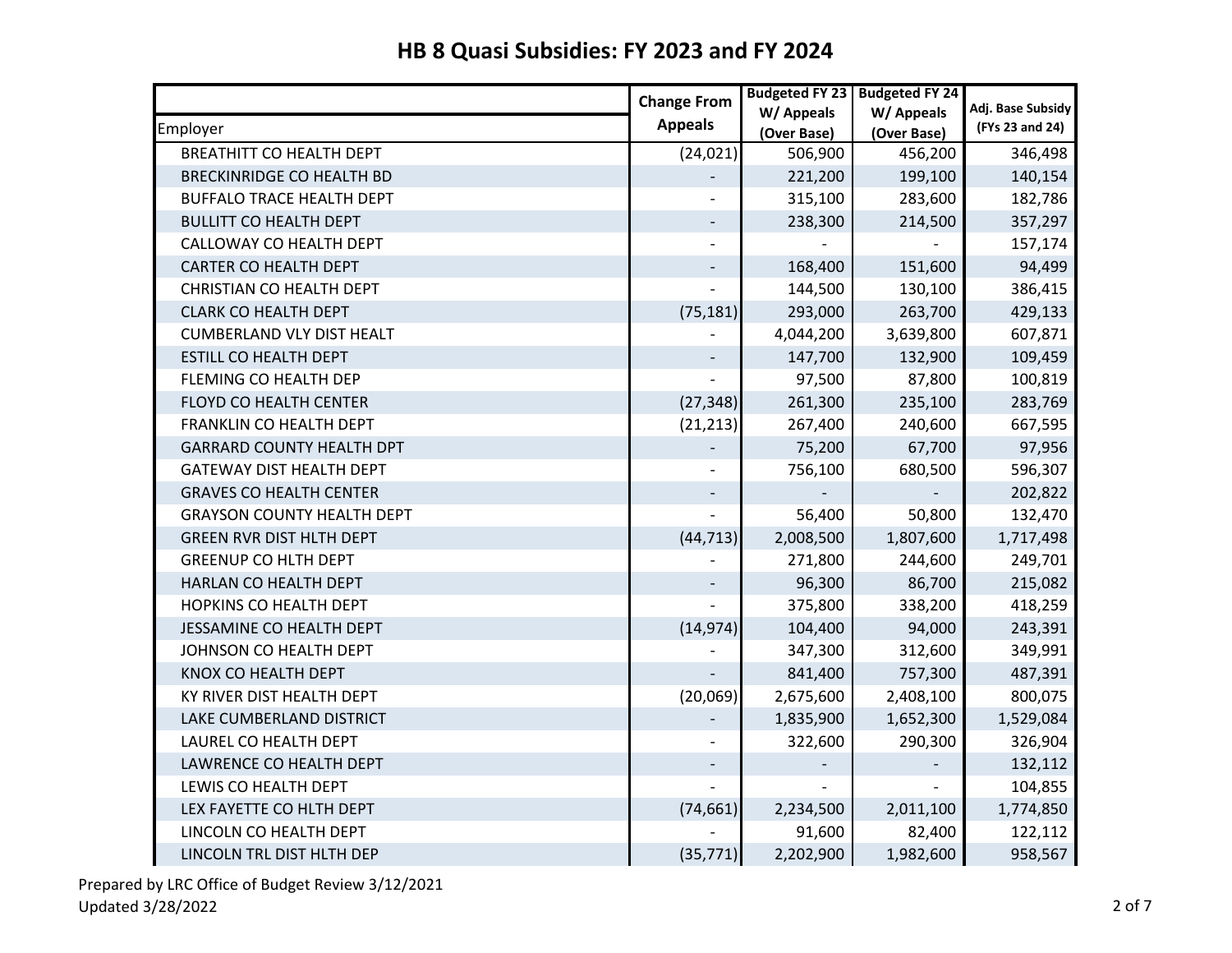# HB 8 Quasi Subsidies: FY 2023 and FY 2024

| Employer | Change From Appeals | Budgeted FY 23 W/ Appeals (Over Base) | Budgeted FY 24 W/ Appeals (Over Base) | Adj. Base Subsidy (FYs 23 and 24) |
|---|---|---|---|---|
| BREATHITT CO HEALTH DEPT | (24,021) | 506,900 | 456,200 | 346,498 |
| BRECKINRIDGE CO HEALTH BD | - | 221,200 | 199,100 | 140,154 |
| BUFFALO TRACE HEALTH DEPT | - | 315,100 | 283,600 | 182,786 |
| BULLITT CO HEALTH DEPT | - | 238,300 | 214,500 | 357,297 |
| CALLOWAY CO HEALTH DEPT | - | - | - | 157,174 |
| CARTER CO HEALTH DEPT | - | 168,400 | 151,600 | 94,499 |
| CHRISTIAN CO HEALTH DEPT | - | 144,500 | 130,100 | 386,415 |
| CLARK CO HEALTH DEPT | (75,181) | 293,000 | 263,700 | 429,133 |
| CUMBERLAND VLY DIST HEALT | - | 4,044,200 | 3,639,800 | 607,871 |
| ESTILL CO HEALTH DEPT | - | 147,700 | 132,900 | 109,459 |
| FLEMING CO HEALTH DEP | - | 97,500 | 87,800 | 100,819 |
| FLOYD CO HEALTH CENTER | (27,348) | 261,300 | 235,100 | 283,769 |
| FRANKLIN CO HEALTH DEPT | (21,213) | 267,400 | 240,600 | 667,595 |
| GARRARD COUNTY HEALTH DPT | - | 75,200 | 67,700 | 97,956 |
| GATEWAY DIST HEALTH DEPT | - | 756,100 | 680,500 | 596,307 |
| GRAVES CO HEALTH CENTER | - | - | - | 202,822 |
| GRAYSON COUNTY HEALTH DEPT | - | 56,400 | 50,800 | 132,470 |
| GREEN RVR DIST HLTH DEPT | (44,713) | 2,008,500 | 1,807,600 | 1,717,498 |
| GREENUP CO HLTH DEPT | - | 271,800 | 244,600 | 249,701 |
| HARLAN CO HEALTH DEPT | - | 96,300 | 86,700 | 215,082 |
| HOPKINS CO HEALTH DEPT | - | 375,800 | 338,200 | 418,259 |
| JESSAMINE CO HEALTH DEPT | (14,974) | 104,400 | 94,000 | 243,391 |
| JOHNSON CO HEALTH DEPT | - | 347,300 | 312,600 | 349,991 |
| KNOX CO HEALTH DEPT | - | 841,400 | 757,300 | 487,391 |
| KY RIVER DIST HEALTH DEPT | (20,069) | 2,675,600 | 2,408,100 | 800,075 |
| LAKE CUMBERLAND DISTRICT | - | 1,835,900 | 1,652,300 | 1,529,084 |
| LAUREL CO HEALTH DEPT | - | 322,600 | 290,300 | 326,904 |
| LAWRENCE CO HEALTH DEPT | - | - | - | 132,112 |
| LEWIS CO HEALTH DEPT | - | - | - | 104,855 |
| LEX FAYETTE CO HLTH DEPT | (74,661) | 2,234,500 | 2,011,100 | 1,774,850 |
| LINCOLN CO HEALTH DEPT | - | 91,600 | 82,400 | 122,112 |
| LINCOLN TRL DIST HLTH DEP | (35,771) | 2,202,900 | 1,982,600 | 958,567 |

Prepared by LRC Office of Budget Review 3/12/2021
Updated 3/28/2022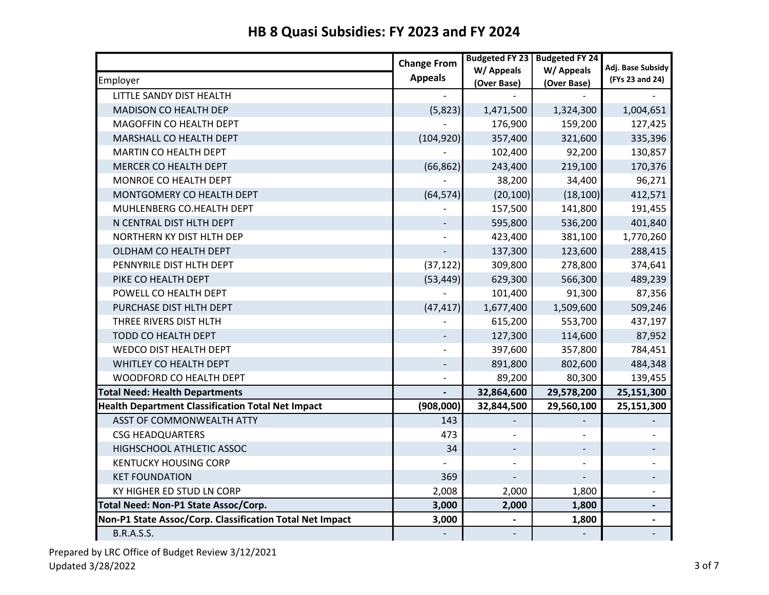# HB 8 Quasi Subsidies: FY 2023 and FY 2024

| Employer | Change From Appeals | Budgeted FY 23 W/ Appeals (Over Base) | Budgeted FY 24 W/ Appeals (Over Base) | Adj. Base Subsidy (FYs 23 and 24) |
|---|---|---|---|---|
| LITTLE SANDY DIST HEALTH | - | - | - | - |
| MADISON CO HEALTH DEP | (5,823) | 1,471,500 | 1,324,300 | 1,004,651 |
| MAGOFFIN CO HEALTH DEPT | - | 176,900 | 159,200 | 127,425 |
| MARSHALL CO HEALTH DEPT | (104,920) | 357,400 | 321,600 | 335,396 |
| MARTIN CO HEALTH DEPT | - | 102,400 | 92,200 | 130,857 |
| MERCER CO HEALTH DEPT | (66,862) | 243,400 | 219,100 | 170,376 |
| MONROE CO HEALTH DEPT | - | 38,200 | 34,400 | 96,271 |
| MONTGOMERY CO HEALTH DEPT | (64,574) | (20,100) | (18,100) | 412,571 |
| MUHLENBERG CO.HEALTH DEPT | - | 157,500 | 141,800 | 191,455 |
| N CENTRAL DIST HLTH DEPT | - | 595,800 | 536,200 | 401,840 |
| NORTHERN KY DIST HLTH DEP | - | 423,400 | 381,100 | 1,770,260 |
| OLDHAM CO HEALTH DEPT | - | 137,300 | 123,600 | 288,415 |
| PENNYRILE DIST HLTH DEPT | (37,122) | 309,800 | 278,800 | 374,641 |
| PIKE CO HEALTH DEPT | (53,449) | 629,300 | 566,300 | 489,239 |
| POWELL CO HEALTH DEPT | - | 101,400 | 91,300 | 87,356 |
| PURCHASE DIST HLTH DEPT | (47,417) | 1,677,400 | 1,509,600 | 509,246 |
| THREE RIVERS DIST HLTH | - | 615,200 | 553,700 | 437,197 |
| TODD CO HEALTH DEPT | - | 127,300 | 114,600 | 87,952 |
| WEDCO DIST HEALTH DEPT | - | 397,600 | 357,800 | 784,451 |
| WHITLEY CO HEALTH DEPT | - | 891,800 | 802,600 | 484,348 |
| WOODFORD CO HEALTH DEPT | - | 89,200 | 80,300 | 139,455 |
| **Total Need: Health Departments** | **-** | **32,864,600** | **29,578,200** | **25,151,300** |
| **Health Department Classification Total Net Impact** | **(908,000)** | **32,844,500** | **29,560,100** | **25,151,300** |
| ASST OF COMMONWEALTH ATTY | 143 | - | - | - |
| CSG HEADQUARTERS | 473 | - | - | - |
| HIGHSCHOOL ATHLETIC ASSOC | 34 | - | - | - |
| KENTUCKY HOUSING CORP | - | - | - | - |
| KET FOUNDATION | 369 | - | - | - |
| KY HIGHER ED STUD LN CORP | 2,008 | 2,000 | 1,800 | - |
| **Total Need: Non-P1 State Assoc/Corp.** | **3,000** | **2,000** | **1,800** | **-** |
| **Non-P1 State Assoc/Corp. Classification Total Net Impact** | **3,000** | **-** | **1,800** | **-** |
| B.R.A.S.S. | - | - | - | - |

Prepared by LRC Office of Budget Review 3/12/2021
Updated 3/28/2022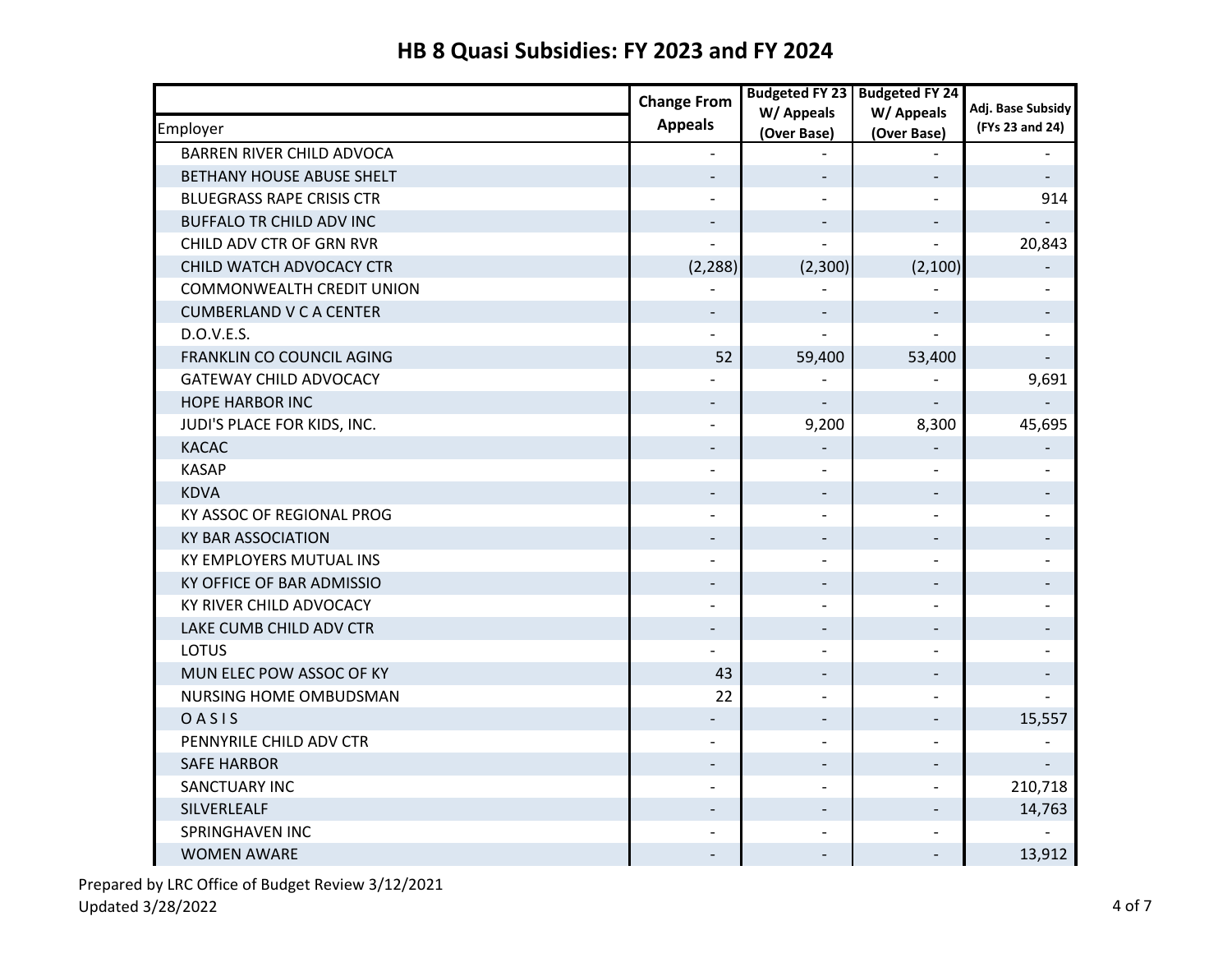# HB 8 Quasi Subsidies: FY 2023 and FY 2024

| Employer | Change From Appeals | Budgeted FY 23 W/ Appeals (Over Base) | Budgeted FY 24 W/ Appeals (Over Base) | Adj. Base Subsidy (FYs 23 and 24) |
|---|---|---|---|---|
| BARREN RIVER CHILD ADVOCA | - | - | - | - |
| BETHANY HOUSE ABUSE SHELT | - | - | - | - |
| BLUEGRASS RAPE CRISIS CTR | - | - | - | 914 |
| BUFFALO TR CHILD ADV INC | - | - | - | - |
| CHILD ADV CTR OF GRN RVR | - | - | - | 20,843 |
| CHILD WATCH ADVOCACY CTR | (2,288) | (2,300) | (2,100) | - |
| COMMONWEALTH CREDIT UNION | - | - | - | - |
| CUMBERLAND V C A CENTER | - | - | - | - |
| D.O.V.E.S. | - | - | - | - |
| FRANKLIN CO COUNCIL AGING | 52 | 59,400 | 53,400 | - |
| GATEWAY CHILD ADVOCACY | - | - | - | 9,691 |
| HOPE HARBOR INC | - | - | - | - |
| JUDI'S PLACE FOR KIDS, INC. | - | 9,200 | 8,300 | 45,695 |
| KACAC | - | - | - | - |
| KASAP | - | - | - | - |
| KDVA | - | - | - | - |
| KY ASSOC OF REGIONAL PROG | - | - | - | - |
| KY BAR ASSOCIATION | - | - | - | - |
| KY EMPLOYERS MUTUAL INS | - | - | - | - |
| KY OFFICE OF BAR ADMISSIO | - | - | - | - |
| KY RIVER CHILD ADVOCACY | - | - | - | - |
| LAKE CUMB CHILD ADV CTR | - | - | - | - |
| LOTUS | - | - | - | - |
| MUN ELEC POW ASSOC OF KY | 43 | - | - | - |
| NURSING HOME OMBUDSMAN | 22 | - | - | - |
| O A S I S | - | - | - | 15,557 |
| PENNYRILE CHILD ADV CTR | - | - | - | - |
| SAFE HARBOR | - | - | - | - |
| SANCTUARY INC | - | - | - | 210,718 |
| SILVERLEALF | - | - | - | 14,763 |
| SPRINGHAVEN INC | - | - | - | - |
| WOMEN AWARE | - | - | - | 13,912 |

Prepared by LRC Office of Budget Review 3/12/2021
Updated 3/28/2022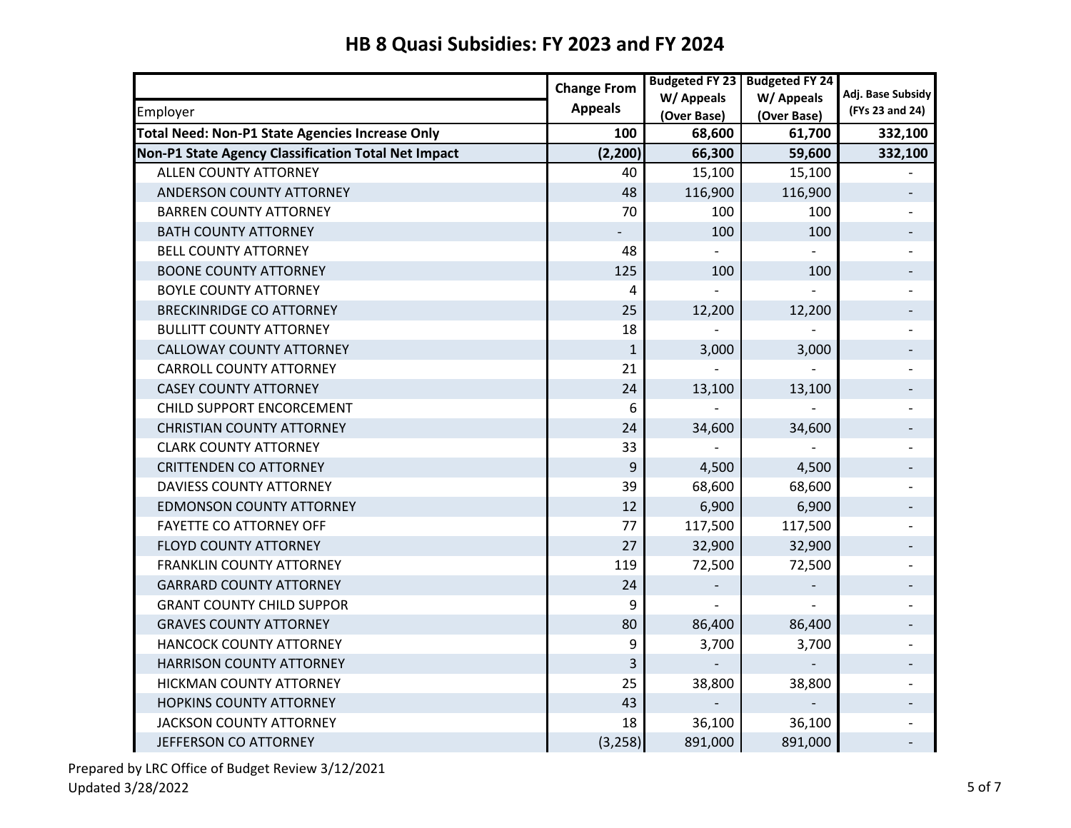# HB 8 Quasi Subsidies: FY 2023 and FY 2024

| Employer | Change From Appeals | Budgeted FY 23 W/ Appeals (Over Base) | Budgeted FY 24 W/ Appeals (Over Base) | Adj. Base Subsidy (FYs 23 and 24) |
|---|---|---|---|---|
| **Total Need: Non-P1 State Agencies Increase Only** | **100** | **68,600** | **61,700** | **332,100** |
| **Non-P1 State Agency Classification Total Net Impact** | **(2,200)** | **66,300** | **59,600** | **332,100** |
| ALLEN COUNTY ATTORNEY | 40 | 15,100 | 15,100 | - |
| ANDERSON COUNTY ATTORNEY | 48 | 116,900 | 116,900 | - |
| BARREN COUNTY ATTORNEY | 70 | 100 | 100 | - |
| BATH COUNTY ATTORNEY | - | 100 | 100 | - |
| BELL COUNTY ATTORNEY | 48 | - | - | - |
| BOONE COUNTY ATTORNEY | 125 | 100 | 100 | - |
| BOYLE COUNTY ATTORNEY | 4 | - | - | - |
| BRECKINRIDGE CO ATTORNEY | 25 | 12,200 | 12,200 | - |
| BULLITT COUNTY ATTORNEY | 18 | - | - | - |
| CALLOWAY COUNTY ATTORNEY | 1 | 3,000 | 3,000 | - |
| CARROLL COUNTY ATTORNEY | 21 | - | - | - |
| CASEY COUNTY ATTORNEY | 24 | 13,100 | 13,100 | - |
| CHILD SUPPORT ENCORCEMENT | 6 | - | - | - |
| CHRISTIAN COUNTY ATTORNEY | 24 | 34,600 | 34,600 | - |
| CLARK COUNTY ATTORNEY | 33 | - | - | - |
| CRITTENDEN CO ATTORNEY | 9 | 4,500 | 4,500 | - |
| DAVIESS COUNTY ATTORNEY | 39 | 68,600 | 68,600 | - |
| EDMONSON COUNTY ATTORNEY | 12 | 6,900 | 6,900 | - |
| FAYETTE CO ATTORNEY OFF | 77 | 117,500 | 117,500 | - |
| FLOYD COUNTY ATTORNEY | 27 | 32,900 | 32,900 | - |
| FRANKLIN COUNTY ATTORNEY | 119 | 72,500 | 72,500 | - |
| GARRARD COUNTY ATTORNEY | 24 | - | - | - |
| GRANT COUNTY CHILD SUPPOR | 9 | - | - | - |
| GRAVES COUNTY ATTORNEY | 80 | 86,400 | 86,400 | - |
| HANCOCK COUNTY ATTORNEY | 9 | 3,700 | 3,700 | - |
| HARRISON COUNTY ATTORNEY | 3 | - | - | - |
| HICKMAN COUNTY ATTORNEY | 25 | 38,800 | 38,800 | - |
| HOPKINS COUNTY ATTORNEY | 43 | - | - | - |
| JACKSON COUNTY ATTORNEY | 18 | 36,100 | 36,100 | - |
| JEFFERSON CO ATTORNEY | (3,258) | 891,000 | 891,000 | - |

Prepared by LRC Office of Budget Review 3/12/2021
Updated 3/28/2022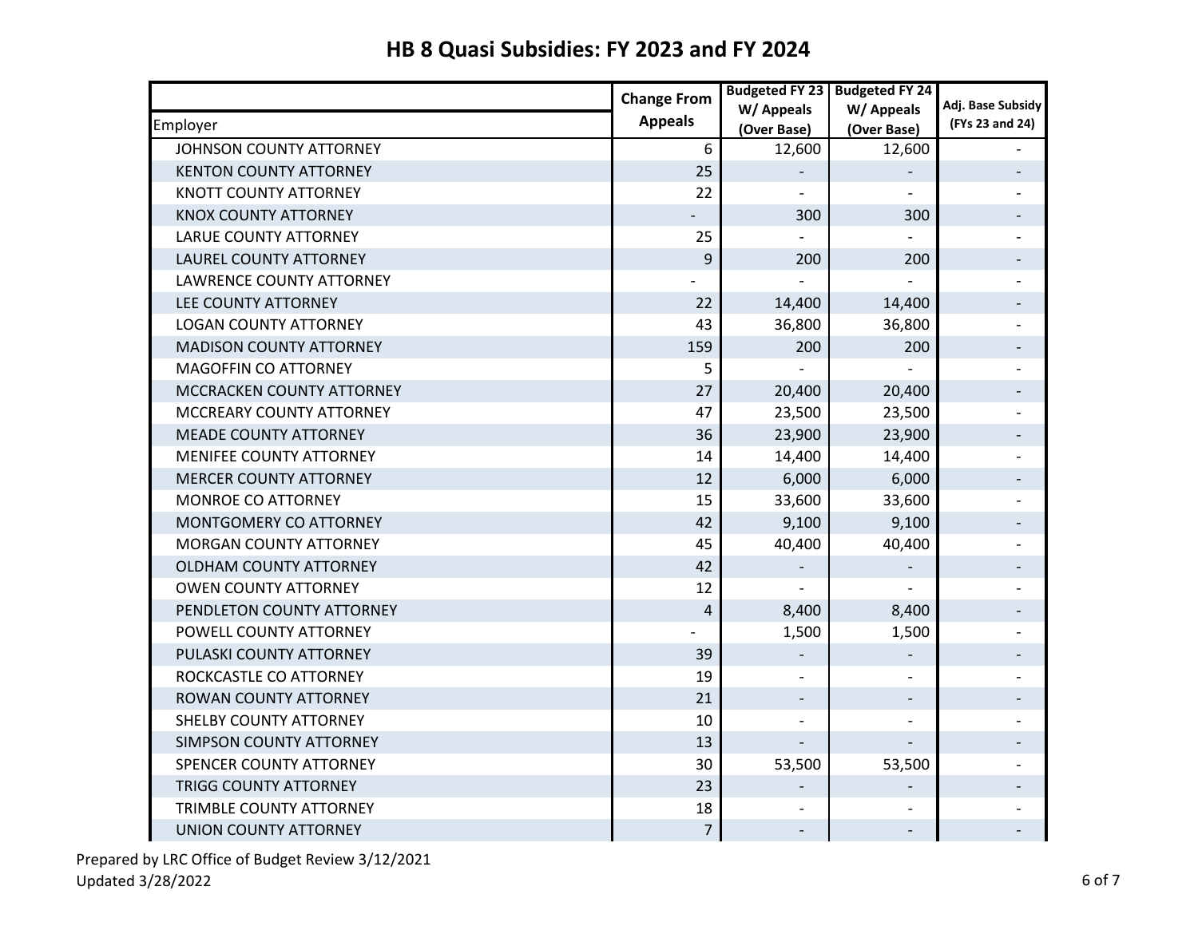# HB 8 Quasi Subsidies: FY 2023 and FY 2024

| Employer | Change From Appeals | Budgeted FY 23 W/ Appeals (Over Base) | Budgeted FY 24 W/ Appeals (Over Base) | Adj. Base Subsidy (FYs 23 and 24) |
|---|---|---|---|---|
| JOHNSON COUNTY ATTORNEY | 6 | 12,600 | 12,600 | - |
| KENTON COUNTY ATTORNEY | 25 | - | - | - |
| KNOTT COUNTY ATTORNEY | 22 | - | - | - |
| KNOX COUNTY ATTORNEY | - | 300 | 300 | - |
| LARUE COUNTY ATTORNEY | 25 | - | - | - |
| LAUREL COUNTY ATTORNEY | 9 | 200 | 200 | - |
| LAWRENCE COUNTY ATTORNEY | - | - | - | - |
| LEE COUNTY ATTORNEY | 22 | 14,400 | 14,400 | - |
| LOGAN COUNTY ATTORNEY | 43 | 36,800 | 36,800 | - |
| MADISON COUNTY ATTORNEY | 159 | 200 | 200 | - |
| MAGOFFIN CO ATTORNEY | 5 | - | - | - |
| MCCRACKEN COUNTY ATTORNEY | 27 | 20,400 | 20,400 | - |
| MCCREARY COUNTY ATTORNEY | 47 | 23,500 | 23,500 | - |
| MEADE COUNTY ATTORNEY | 36 | 23,900 | 23,900 | - |
| MENIFEE COUNTY ATTORNEY | 14 | 14,400 | 14,400 | - |
| MERCER COUNTY ATTORNEY | 12 | 6,000 | 6,000 | - |
| MONROE CO ATTORNEY | 15 | 33,600 | 33,600 | - |
| MONTGOMERY CO ATTORNEY | 42 | 9,100 | 9,100 | - |
| MORGAN COUNTY ATTORNEY | 45 | 40,400 | 40,400 | - |
| OLDHAM COUNTY ATTORNEY | 42 | - | - | - |
| OWEN COUNTY ATTORNEY | 12 | - | - | - |
| PENDLETON COUNTY ATTORNEY | 4 | 8,400 | 8,400 | - |
| POWELL COUNTY ATTORNEY | - | 1,500 | 1,500 | - |
| PULASKI COUNTY ATTORNEY | 39 | - | - | - |
| ROCKCASTLE CO ATTORNEY | 19 | - | - | - |
| ROWAN COUNTY ATTORNEY | 21 | - | - | - |
| SHELBY COUNTY ATTORNEY | 10 | - | - | - |
| SIMPSON COUNTY ATTORNEY | 13 | - | - | - |
| SPENCER COUNTY ATTORNEY | 30 | 53,500 | 53,500 | - |
| TRIGG COUNTY ATTORNEY | 23 | - | - | - |
| TRIMBLE COUNTY ATTORNEY | 18 | - | - | - |
| UNION COUNTY ATTORNEY | 7 | - | - | - |

Prepared by LRC Office of Budget Review 3/12/2021
Updated 3/28/2022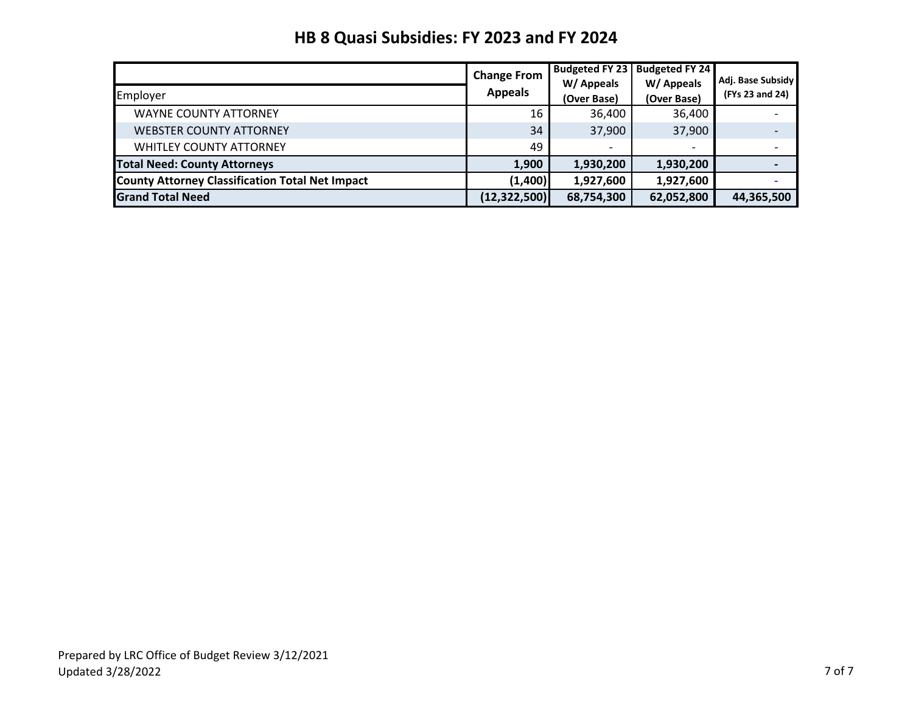# HB 8 Quasi Subsidies: FY 2023 and FY 2024

| Employer | Change From Appeals | Budgeted FY 23 W/ Appeals (Over Base) | Budgeted FY 24 W/ Appeals (Over Base) | Adj. Base Subsidy (FYs 23 and 24) |
|---|---|---|---|---|
| WAYNE COUNTY ATTORNEY | 16 | 36,400 | 36,400 | - |
| WEBSTER COUNTY ATTORNEY | 34 | 37,900 | 37,900 | - |
| WHITLEY COUNTY ATTORNEY | 49 | - | - | - |
| **Total Need: County Attorneys** | **1,900** | **1,930,200** | **1,930,200** | **-** |
| **County Attorney Classification Total Net Impact** | **(1,400)** | **1,927,600** | **1,927,600** | - |
| **Grand Total Need** | **(12,322,500)** | **68,754,300** | **62,052,800** | **44,365,500** |

Prepared by LRC Office of Budget Review 3/12/2021
Updated 3/28/2022